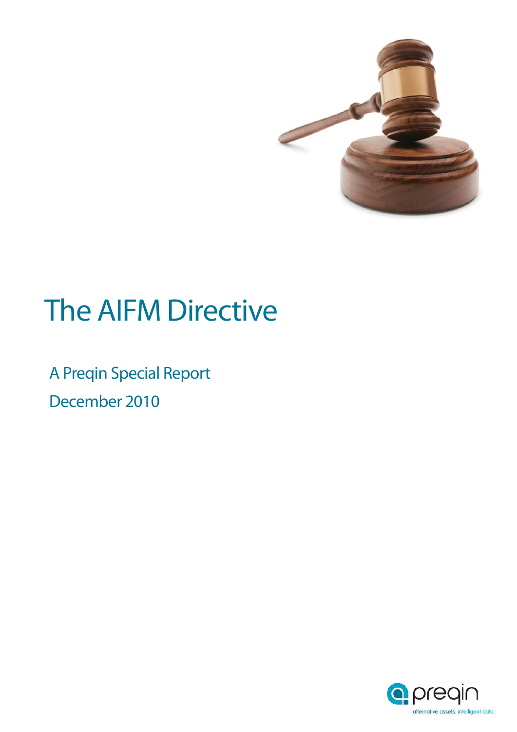# The AIFM Directive

A Preqin Special Report

December 2010

preqin

alternative assets. intelligent data.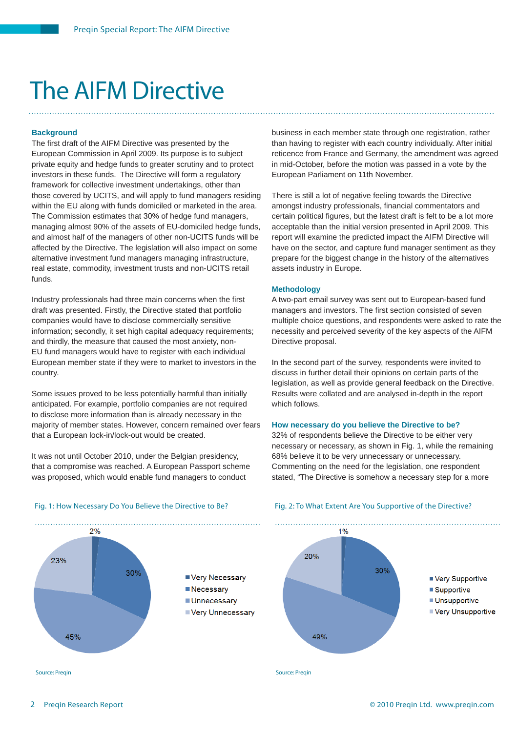# The AIFM Directive

### Background

The first draft of the AIFM Directive was presented by the European Commission in April 2009. Its purpose is to subject private equity and hedge funds to greater scrutiny and to protect investors in these funds. The Directive will form a regulatory framework for collective investment undertakings, other than those covered by UCITS, and will apply to fund managers residing within the EU along with funds domiciled or marketed in the area. The Commission estimates that 30% of hedge fund managers, managing almost 90% of the assets of EU-domiciled hedge funds, and almost half of the managers of other non-UCITS funds will be affected by the Directive. The legislation will also impact on some alternative investment fund managers managing infrastructure, real estate, commodity, investment trusts and non-UCITS retail funds.

Industry professionals had three main concerns when the first draft was presented. Firstly, the Directive stated that portfolio companies would have to disclose commercially sensitive information; secondly, it set high capital adequacy requirements; and thirdly, the measure that caused the most anxiety, non-EU fund managers would have to register with each individual European member state if they were to market to investors in the country.

Some issues proved to be less potentially harmful than initially anticipated. For example, portfolio companies are not required to disclose more information than is already necessary in the majority of member states. However, concern remained over fears that a European lock-in/lock-out would be created.

It was not until October 2010, under the Belgian presidency, that a compromise was reached. A European Passport scheme was proposed, which would enable fund managers to conduct business in each member state through one registration, rather than having to register with each country individually. After initial reticence from France and Germany, the amendment was agreed in mid-October, before the motion was passed in a vote by the European Parliament on 11th November.

There is still a lot of negative feeling towards the Directive amongst industry professionals, financial commentators and certain political figures, but the latest draft is felt to be a lot more acceptable than the initial version presented in April 2009. This report will examine the predicted impact the AIFM Directive will have on the sector, and capture fund manager sentiment as they prepare for the biggest change in the history of the alternatives assets industry in Europe.

### Methodology

A two-part email survey was sent out to European-based fund managers and investors. The first section consisted of seven multiple choice questions, and respondents were asked to rate the necessity and perceived severity of the key aspects of the AIFM Directive proposal.

In the second part of the survey, respondents were invited to discuss in further detail their opinions on certain parts of the legislation, as well as provide general feedback on the Directive. Results were collated and are analysed in-depth in the report which follows.

### How necessary do you believe the Directive to be?

32% of respondents believe the Directive to be either very necessary or necessary, as shown in Fig. 1, while the remaining 68% believe it to be very unnecessary or unnecessary. Commenting on the need for the legislation, one respondent stated, "The Directive is somehow a necessary step for a more

Fig. 1: How Necessary Do You Believe the Directive to Be?

| Response | Proportion of Respondents |
|---|---|
| Very Necessary | 2% |
| Necessary | 30% |
| Unnecessary | 45% |
| Very Unnecessary | 23% |

Source: Preqin

Fig. 2: To What Extent Are You Supportive of the Directive?

| Response | Proportion of Respondents |
|---|---|
| Very Supportive | 1% |
| Supportive | 30% |
| Unsupportive | 49% |
| Very Unsupportive | 20% |

Source: Preqin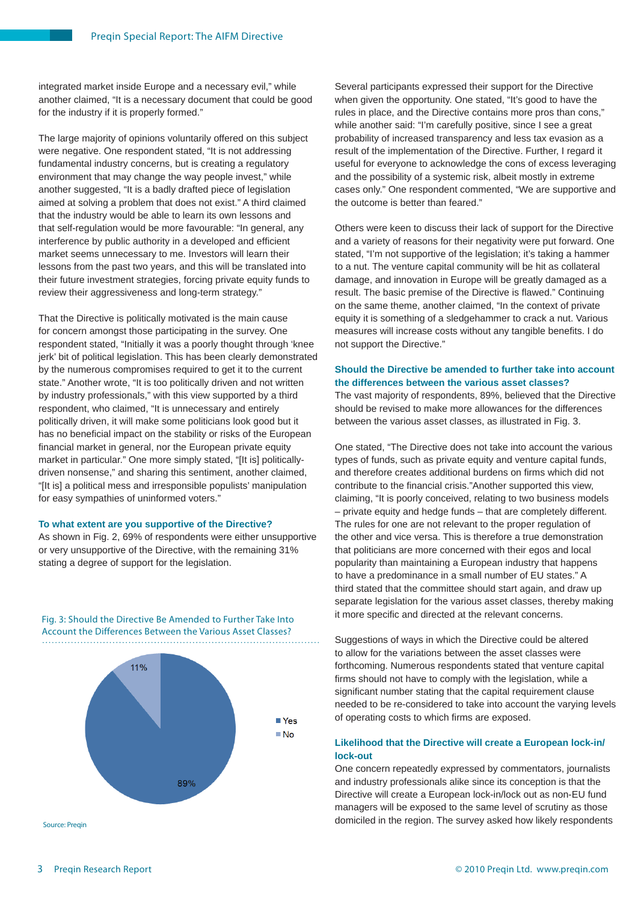integrated market inside Europe and a necessary evil," while another claimed, "It is a necessary document that could be good for the industry if it is properly formed."

The large majority of opinions voluntarily offered on this subject were negative. One respondent stated, "It is not addressing fundamental industry concerns, but is creating a regulatory environment that may change the way people invest," while another suggested, "It is a badly drafted piece of legislation aimed at solving a problem that does not exist." A third claimed that the industry would be able to learn its own lessons and that self-regulation would be more favourable: "In general, any interference by public authority in a developed and efficient market seems unnecessary to me. Investors will learn their lessons from the past two years, and this will be translated into their future investment strategies, forcing private equity funds to review their aggressiveness and long-term strategy."

That the Directive is politically motivated is the main cause for concern amongst those participating in the survey. One respondent stated, "Initially it was a poorly thought through 'knee jerk' bit of political legislation. This has been clearly demonstrated by the numerous compromises required to get it to the current state." Another wrote, "It is too politically driven and not written by industry professionals," with this view supported by a third respondent, who claimed, "It is unnecessary and entirely politically driven, it will make some politicians look good but it has no beneficial impact on the stability or risks of the European financial market in general, nor the European private equity market in particular." One more simply stated, "[It is] politically-driven nonsense," and sharing this sentiment, another claimed, "[It is] a political mess and irresponsible populists' manipulation for easy sympathies of uninformed voters."

### To what extent are you supportive of the Directive?

As shown in Fig. 2, 69% of respondents were either unsupportive or very unsupportive of the Directive, with the remaining 31% stating a degree of support for the legislation.

Fig. 3: Should the Directive Be Amended to Further Take Into Account the Differences Between the Various Asset Classes?

| Response | Proportion |
|---|---|
| Yes | 89% |
| No | 11% |

Source: Preqin

Several participants expressed their support for the Directive when given the opportunity. One stated, "It's good to have the rules in place, and the Directive contains more pros than cons," while another said: "I'm carefully positive, since I see a great probability of increased transparency and less tax evasion as a result of the implementation of the Directive. Further, I regard it useful for everyone to acknowledge the cons of excess leveraging and the possibility of a systemic risk, albeit mostly in extreme cases only." One respondent commented, "We are supportive and the outcome is better than feared."

Others were keen to discuss their lack of support for the Directive and a variety of reasons for their negativity were put forward. One stated, "I'm not supportive of the legislation; it's taking a hammer to a nut. The venture capital community will be hit as collateral damage, and innovation in Europe will be greatly damaged as a result. The basic premise of the Directive is flawed." Continuing on the same theme, another claimed, "In the context of private equity it is something of a sledgehammer to crack a nut. Various measures will increase costs without any tangible benefits. I do not support the Directive."

### Should the Directive be amended to further take into account the differences between the various asset classes?

The vast majority of respondents, 89%, believed that the Directive should be revised to make more allowances for the differences between the various asset classes, as illustrated in Fig. 3.

One stated, "The Directive does not take into account the various types of funds, such as private equity and venture capital funds, and therefore creates additional burdens on firms which did not contribute to the financial crisis."Another supported this view, claiming, "It is poorly conceived, relating to two business models – private equity and hedge funds – that are completely different. The rules for one are not relevant to the proper regulation of the other and vice versa. This is therefore a true demonstration that politicians are more concerned with their egos and local popularity than maintaining a European industry that happens to have a predominance in a small number of EU states." A third stated that the committee should start again, and draw up separate legislation for the various asset classes, thereby making it more specific and directed at the relevant concerns.

Suggestions of ways in which the Directive could be altered to allow for the variations between the asset classes were forthcoming. Numerous respondents stated that venture capital firms should not have to comply with the legislation, while a significant number stating that the capital requirement clause needed to be re-considered to take into account the varying levels of operating costs to which firms are exposed.

### Likelihood that the Directive will create a European lock-in/lock-out

One concern repeatedly expressed by commentators, journalists and industry professionals alike since its conception is that the Directive will create a European lock-in/lock out as non-EU fund managers will be exposed to the same level of scrutiny as those domiciled in the region. The survey asked how likely respondents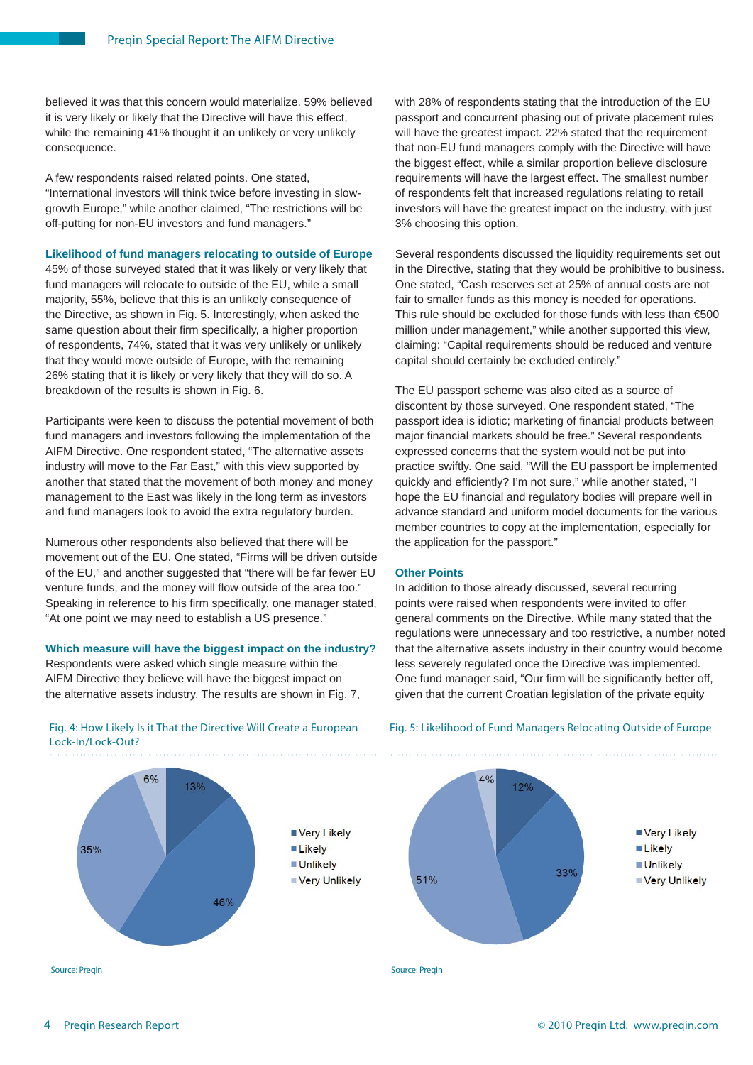believed it was that this concern would materialize. 59% believed it is very likely or likely that the Directive will have this effect, while the remaining 41% thought it an unlikely or very unlikely consequence.

A few respondents raised related points. One stated, "International investors will think twice before investing in slow-growth Europe," while another claimed, "The restrictions will be off-putting for non-EU investors and fund managers."

### Likelihood of fund managers relocating to outside of Europe

45% of those surveyed stated that it was likely or very likely that fund managers will relocate to outside of the EU, while a small majority, 55%, believe that this is an unlikely consequence of the Directive, as shown in Fig. 5. Interestingly, when asked the same question about their firm specifically, a higher proportion of respondents, 74%, stated that it was very unlikely or unlikely that they would move outside of Europe, with the remaining 26% stating that it is likely or very likely that they will do so. A breakdown of the results is shown in Fig. 6.

Participants were keen to discuss the potential movement of both fund managers and investors following the implementation of the AIFM Directive. One respondent stated, "The alternative assets industry will move to the Far East," with this view supported by another that stated that the movement of both money and money management to the East was likely in the long term as investors and fund managers look to avoid the extra regulatory burden.

Numerous other respondents also believed that there will be movement out of the EU. One stated, "Firms will be driven outside of the EU," and another suggested that "there will be far fewer EU venture funds, and the money will flow outside of the area too." Speaking in reference to his firm specifically, one manager stated, "At one point we may need to establish a US presence."

### Which measure will have the biggest impact on the industry?

Respondents were asked which single measure within the AIFM Directive they believe will have the biggest impact on the alternative assets industry. The results are shown in Fig. 7, with 28% of respondents stating that the introduction of the EU passport and concurrent phasing out of private placement rules will have the greatest impact. 22% stated that the requirement that non-EU fund managers comply with the Directive will have the biggest effect, while a similar proportion believe disclosure requirements will have the largest effect. The smallest number of respondents felt that increased regulations relating to retail investors will have the greatest impact on the industry, with just 3% choosing this option.

Several respondents discussed the liquidity requirements set out in the Directive, stating that they would be prohibitive to business. One stated, "Cash reserves set at 25% of annual costs are not fair to smaller funds as this money is needed for operations. This rule should be excluded for those funds with less than €500 million under management," while another supported this view, claiming: "Capital requirements should be reduced and venture capital should certainly be excluded entirely."

The EU passport scheme was also cited as a source of discontent by those surveyed. One respondent stated, "The passport idea is idiotic; marketing of financial products between major financial markets should be free." Several respondents expressed concerns that the system would not be put into practice swiftly. One said, "Will the EU passport be implemented quickly and efficiently? I'm not sure," while another stated, "I hope the EU financial and regulatory bodies will prepare well in advance standard and uniform model documents for the various member countries to copy at the implementation, especially for the application for the passport."

### Other Points

In addition to those already discussed, several recurring points were raised when respondents were invited to offer general comments on the Directive. While many stated that the regulations were unnecessary and too restrictive, a number noted that the alternative assets industry in their country would become less severely regulated once the Directive was implemented. One fund manager said, "Our firm will be significantly better off, given that the current Croatian legislation of the private equity

Fig. 4: How Likely Is it That the Directive Will Create a European Lock-In/Lock-Out?

| Response | % |
|---|---|
| Very Likely | 13% |
| Likely | 46% |
| Unlikely | 35% |
| Very Unlikely | 6% |

Source: Preqin

Fig. 5: Likelihood of Fund Managers Relocating Outside of Europe

| Response | % |
|---|---|
| Very Likely | 12% |
| Likely | 33% |
| Unlikely | 51% |
| Very Unlikely | 4% |

Source: Preqin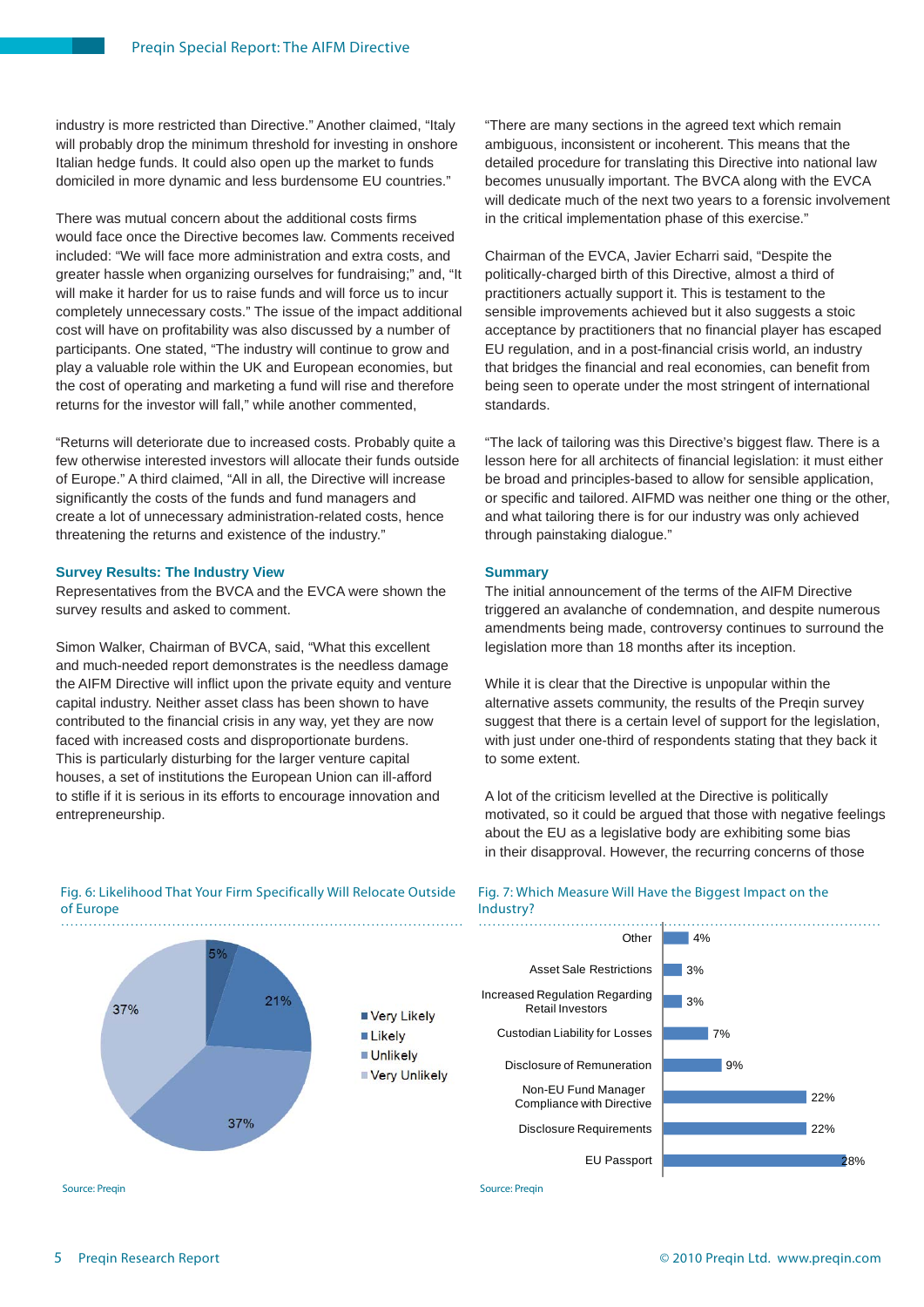industry is more restricted than Directive." Another claimed, "Italy will probably drop the minimum threshold for investing in onshore Italian hedge funds. It could also open up the market to funds domiciled in more dynamic and less burdensome EU countries."

There was mutual concern about the additional costs firms would face once the Directive becomes law. Comments received included: "We will face more administration and extra costs, and greater hassle when organizing ourselves for fundraising;" and, "It will make it harder for us to raise funds and will force us to incur completely unnecessary costs." The issue of the impact additional cost will have on profitability was also discussed by a number of participants. One stated, "The industry will continue to grow and play a valuable role within the UK and European economies, but the cost of operating and marketing a fund will rise and therefore returns for the investor will fall," while another commented,

"Returns will deteriorate due to increased costs. Probably quite a few otherwise interested investors will allocate their funds outside of Europe." A third claimed, "All in all, the Directive will increase significantly the costs of the funds and fund managers and create a lot of unnecessary administration-related costs, hence threatening the returns and existence of the industry."

### Survey Results: The Industry View

Representatives from the BVCA and the EVCA were shown the survey results and asked to comment.

Simon Walker, Chairman of BVCA, said, "What this excellent and much-needed report demonstrates is the needless damage the AIFM Directive will inflict upon the private equity and venture capital industry. Neither asset class has been shown to have contributed to the financial crisis in any way, yet they are now faced with increased costs and disproportionate burdens. This is particularly disturbing for the larger venture capital houses, a set of institutions the European Union can ill-afford to stifle if it is serious in its efforts to encourage innovation and entrepreneurship.

"There are many sections in the agreed text which remain ambiguous, inconsistent or incoherent. This means that the detailed procedure for translating this Directive into national law becomes unusually important. The BVCA along with the EVCA will dedicate much of the next two years to a forensic involvement in the critical implementation phase of this exercise."

Chairman of the EVCA, Javier Echarri said, "Despite the politically-charged birth of this Directive, almost a third of practitioners actually support it. This is testament to the sensible improvements achieved but it also suggests a stoic acceptance by practitioners that no financial player has escaped EU regulation, and in a post-financial crisis world, an industry that bridges the financial and real economies, can benefit from being seen to operate under the most stringent of international standards.

"The lack of tailoring was this Directive's biggest flaw. There is a lesson here for all architects of financial legislation: it must either be broad and principles-based to allow for sensible application, or specific and tailored. AIFMD was neither one thing or the other, and what tailoring there is for our industry was only achieved through painstaking dialogue."

### Summary

The initial announcement of the terms of the AIFM Directive triggered an avalanche of condemnation, and despite numerous amendments being made, controversy continues to surround the legislation more than 18 months after its inception.

While it is clear that the Directive is unpopular within the alternative assets community, the results of the Preqin survey suggest that there is a certain level of support for the legislation, with just under one-third of respondents stating that they back it to some extent.

A lot of the criticism levelled at the Directive is politically motivated, so it could be argued that those with negative feelings about the EU as a legislative body are exhibiting some bias in their disapproval. However, the recurring concerns of those

Fig. 6: Likelihood That Your Firm Specifically Will Relocate Outside of Europe

| Response | Share |
|---|---|
| Very Likely | 5% |
| Likely | 21% |
| Unlikely | 37% |
| Very Unlikely | 37% |

Source: Preqin

Fig. 7: Which Measure Will Have the Biggest Impact on the Industry?

| Measure | Share |
|---|---|
| Other | 4% |
| Asset Sale Restrictions | 3% |
| Increased Regulation Regarding Retail Investors | 3% |
| Custodian Liability for Losses | 7% |
| Disclosure of Remuneration | 9% |
| Non-EU Fund Manager Compliance with Directive | 22% |
| Disclosure Requirements | 22% |
| EU Passport | 28% |

Source: Preqin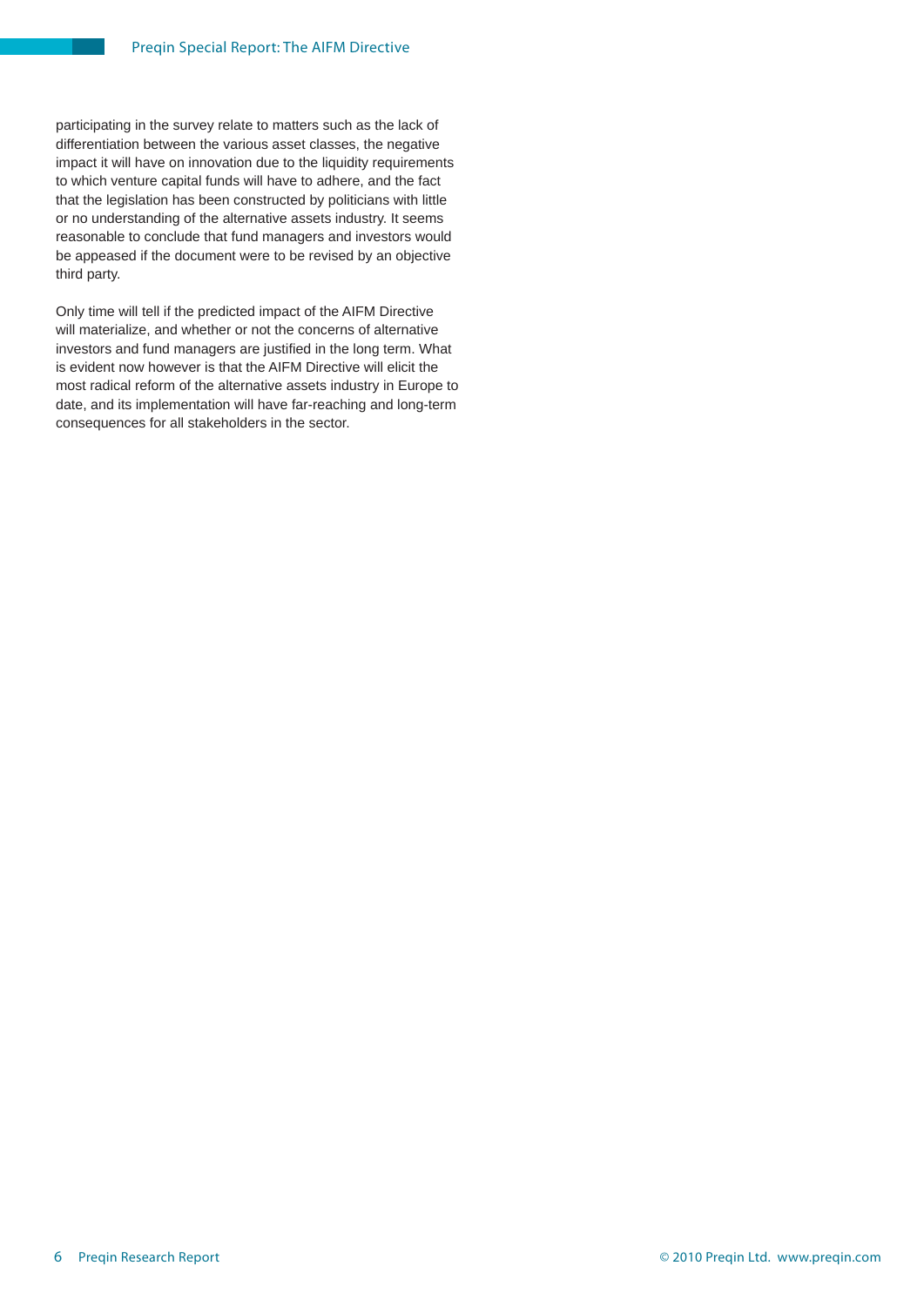participating in the survey relate to matters such as the lack of differentiation between the various asset classes, the negative impact it will have on innovation due to the liquidity requirements to which venture capital funds will have to adhere, and the fact that the legislation has been constructed by politicians with little or no understanding of the alternative assets industry. It seems reasonable to conclude that fund managers and investors would be appeased if the document were to be revised by an objective third party.

Only time will tell if the predicted impact of the AIFM Directive will materialize, and whether or not the concerns of alternative investors and fund managers are justified in the long term. What is evident now however is that the AIFM Directive will elicit the most radical reform of the alternative assets industry in Europe to date, and its implementation will have far-reaching and long-term consequences for all stakeholders in the sector.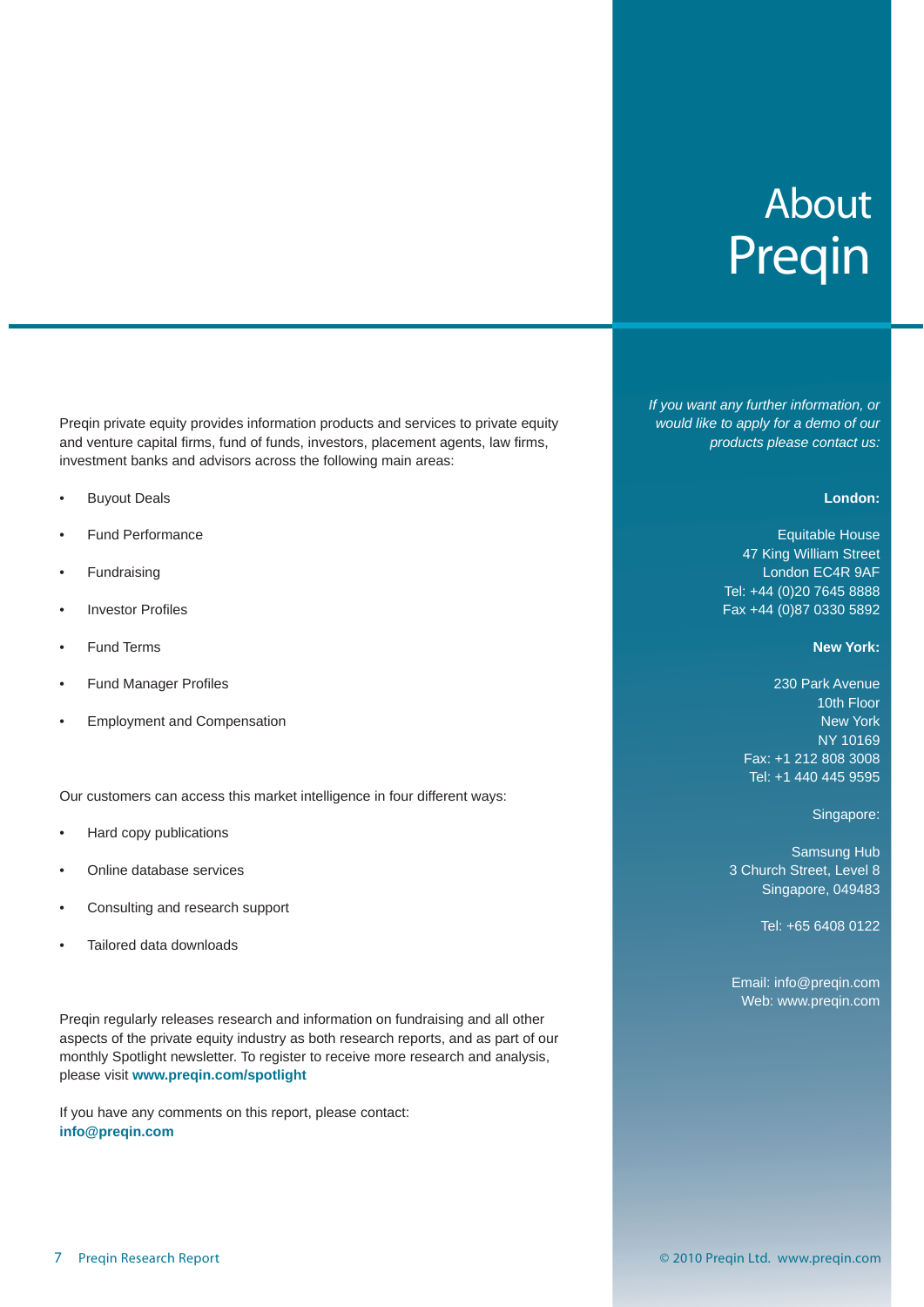# About Preqin

Preqin private equity provides information products and services to private equity and venture capital firms, fund of funds, investors, placement agents, law firms, investment banks and advisors across the following main areas:

- Buyout Deals
- Fund Performance
- Fundraising
- Investor Profiles
- Fund Terms
- Fund Manager Profiles
- Employment and Compensation

Our customers can access this market intelligence in four different ways:

- Hard copy publications
- Online database services
- Consulting and research support
- Tailored data downloads

Preqin regularly releases research and information on fundraising and all other aspects of the private equity industry as both research reports, and as part of our monthly Spotlight newsletter. To register to receive more research and analysis, please visit **www.preqin.com/spotlight**

If you have any comments on this report, please contact:
**info@preqin.com**

*If you want any further information, or would like to apply for a demo of our products please contact us:*

**London:**

Equitable House
47 King William Street
London EC4R 9AF
Tel: +44 (0)20 7645 8888
Fax +44 (0)87 0330 5892

**New York:**

230 Park Avenue
10th Floor
New York
NY 10169
Fax: +1 212 808 3008
Tel: +1 440 445 9595

Singapore:

Samsung Hub
3 Church Street, Level 8
Singapore, 049483

Tel: +65 6408 0122

Email: info@preqin.com
Web: www.preqin.com

© 2010 Preqin Ltd. www.preqin.com